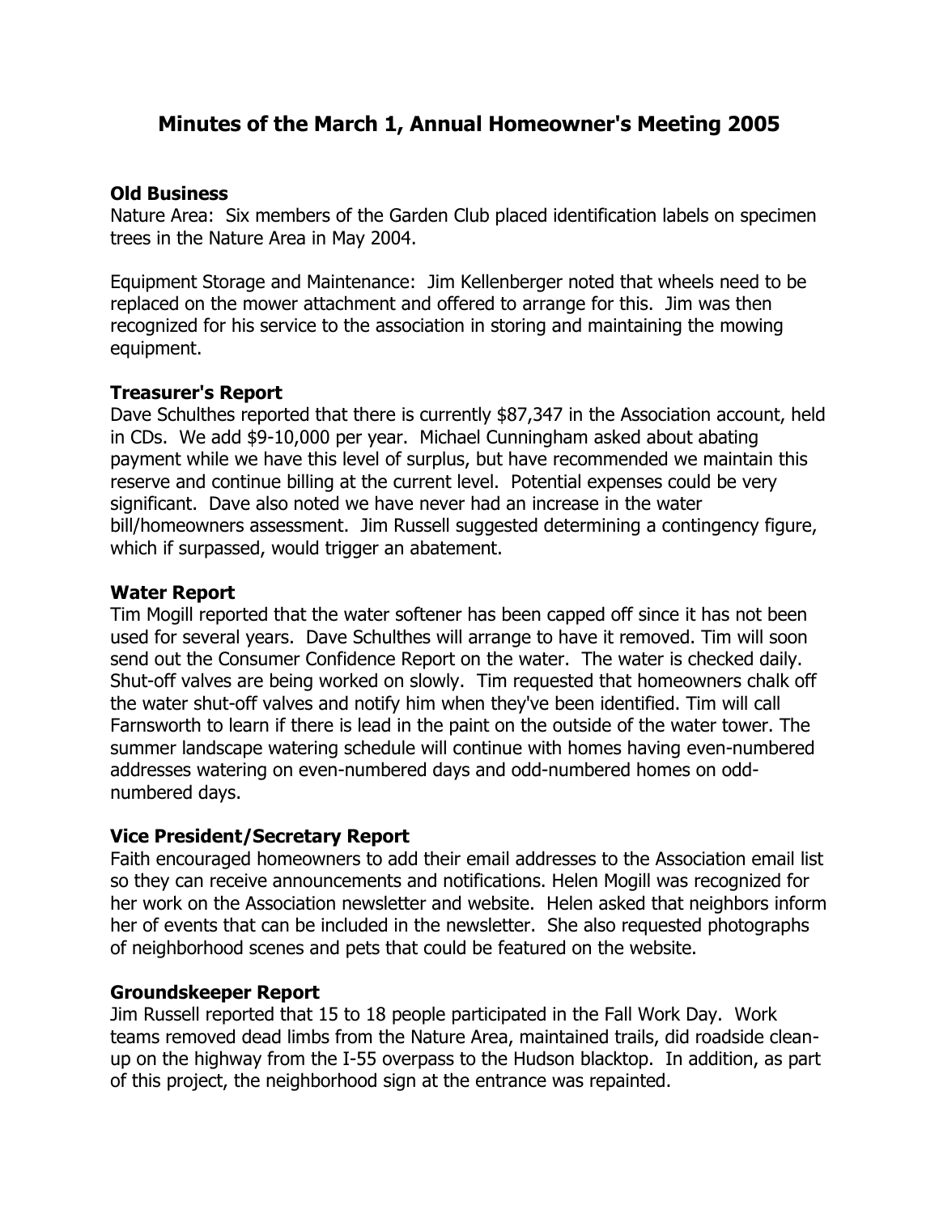# Minutes of the March 1, Annual Homeowner's Meeting 2005

**Old Business**
Nature Area: Six members of the Garden Club placed identification labels on specimen trees in the Nature Area in May 2004.

Equipment Storage and Maintenance: Jim Kellenberger noted that wheels need to be replaced on the mower attachment and offered to arrange for this. Jim was then recognized for his service to the association in storing and maintaining the mowing equipment.

**Treasurer's Report**
Dave Schulthes reported that there is currently $87,347 in the Association account, held in CDs. We add $9-10,000 per year. Michael Cunningham asked about abating payment while we have this level of surplus, but have recommended we maintain this reserve and continue billing at the current level. Potential expenses could be very significant. Dave also noted we have never had an increase in the water bill/homeowners assessment. Jim Russell suggested determining a contingency figure, which if surpassed, would trigger an abatement.

**Water Report**
Tim Mogill reported that the water softener has been capped off since it has not been used for several years. Dave Schulthes will arrange to have it removed. Tim will soon send out the Consumer Confidence Report on the water. The water is checked daily. Shut-off valves are being worked on slowly. Tim requested that homeowners chalk off the water shut-off valves and notify him when they've been identified. Tim will call Farnsworth to learn if there is lead in the paint on the outside of the water tower. The summer landscape watering schedule will continue with homes having even-numbered addresses watering on even-numbered days and odd-numbered homes on odd-numbered days.

**Vice President/Secretary Report**
Faith encouraged homeowners to add their email addresses to the Association email list so they can receive announcements and notifications. Helen Mogill was recognized for her work on the Association newsletter and website. Helen asked that neighbors inform her of events that can be included in the newsletter. She also requested photographs of neighborhood scenes and pets that could be featured on the website.

**Groundskeeper Report**
Jim Russell reported that 15 to 18 people participated in the Fall Work Day. Work teams removed dead limbs from the Nature Area, maintained trails, did roadside clean-up on the highway from the I-55 overpass to the Hudson blacktop. In addition, as part of this project, the neighborhood sign at the entrance was repainted.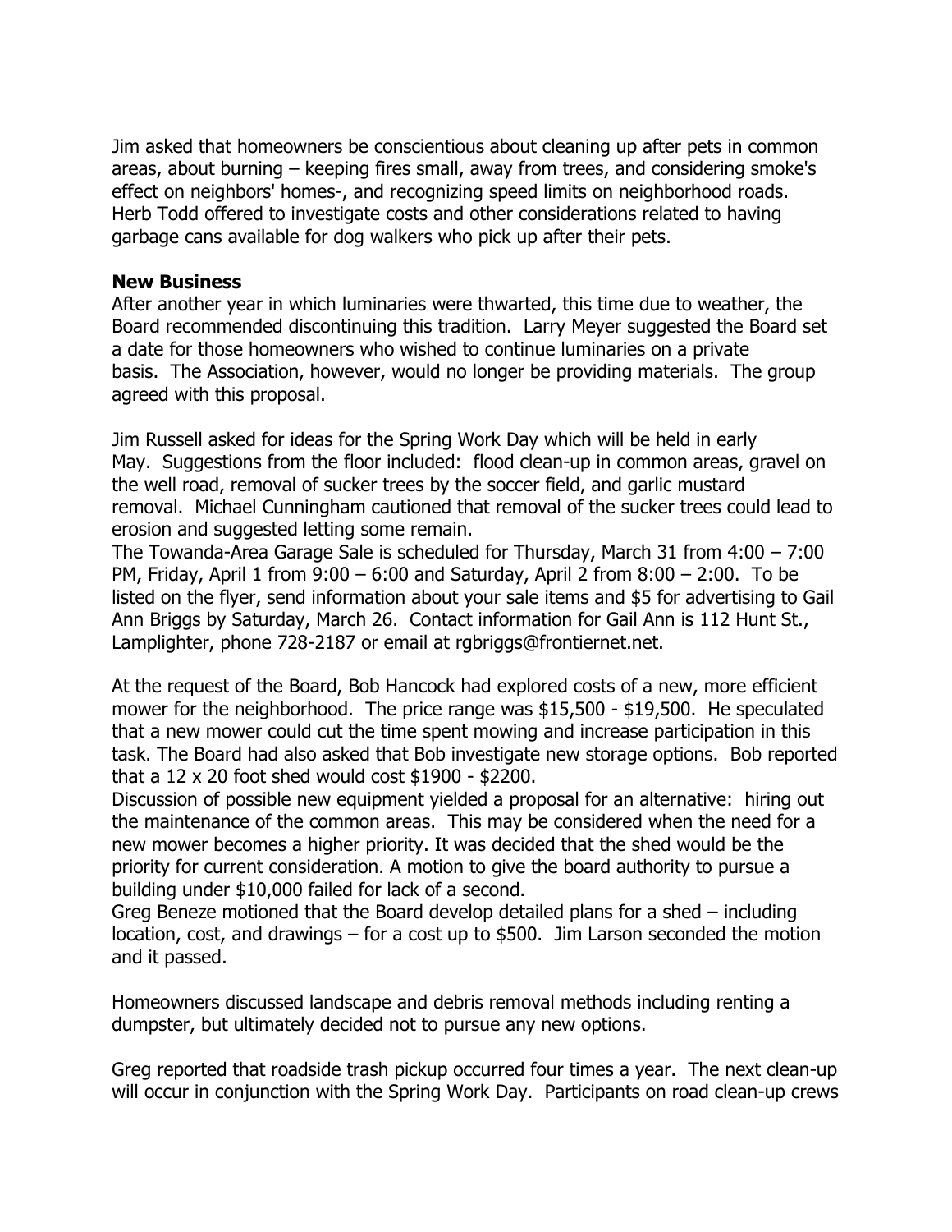Jim asked that homeowners be conscientious about cleaning up after pets in common areas, about burning – keeping fires small, away from trees, and considering smoke's effect on neighbors' homes-, and recognizing speed limits on neighborhood roads. Herb Todd offered to investigate costs and other considerations related to having garbage cans available for dog walkers who pick up after their pets.

**New Business**
After another year in which luminaries were thwarted, this time due to weather, the Board recommended discontinuing this tradition. Larry Meyer suggested the Board set a date for those homeowners who wished to continue luminaries on a private basis. The Association, however, would no longer be providing materials. The group agreed with this proposal.

Jim Russell asked for ideas for the Spring Work Day which will be held in early May. Suggestions from the floor included: flood clean-up in common areas, gravel on the well road, removal of sucker trees by the soccer field, and garlic mustard removal. Michael Cunningham cautioned that removal of the sucker trees could lead to erosion and suggested letting some remain.
The Towanda-Area Garage Sale is scheduled for Thursday, March 31 from 4:00 – 7:00 PM, Friday, April 1 from 9:00 – 6:00 and Saturday, April 2 from 8:00 – 2:00. To be listed on the flyer, send information about your sale items and $5 for advertising to Gail Ann Briggs by Saturday, March 26. Contact information for Gail Ann is 112 Hunt St., Lamplighter, phone 728-2187 or email at rgbriggs@frontiernet.net.

At the request of the Board, Bob Hancock had explored costs of a new, more efficient mower for the neighborhood. The price range was $15,500 - $19,500. He speculated that a new mower could cut the time spent mowing and increase participation in this task. The Board had also asked that Bob investigate new storage options. Bob reported that a 12 x 20 foot shed would cost $1900 - $2200.
Discussion of possible new equipment yielded a proposal for an alternative: hiring out the maintenance of the common areas. This may be considered when the need for a new mower becomes a higher priority. It was decided that the shed would be the priority for current consideration. A motion to give the board authority to pursue a building under $10,000 failed for lack of a second.
Greg Beneze motioned that the Board develop detailed plans for a shed – including location, cost, and drawings – for a cost up to $500. Jim Larson seconded the motion and it passed.

Homeowners discussed landscape and debris removal methods including renting a dumpster, but ultimately decided not to pursue any new options.

Greg reported that roadside trash pickup occurred four times a year. The next clean-up will occur in conjunction with the Spring Work Day. Participants on road clean-up crews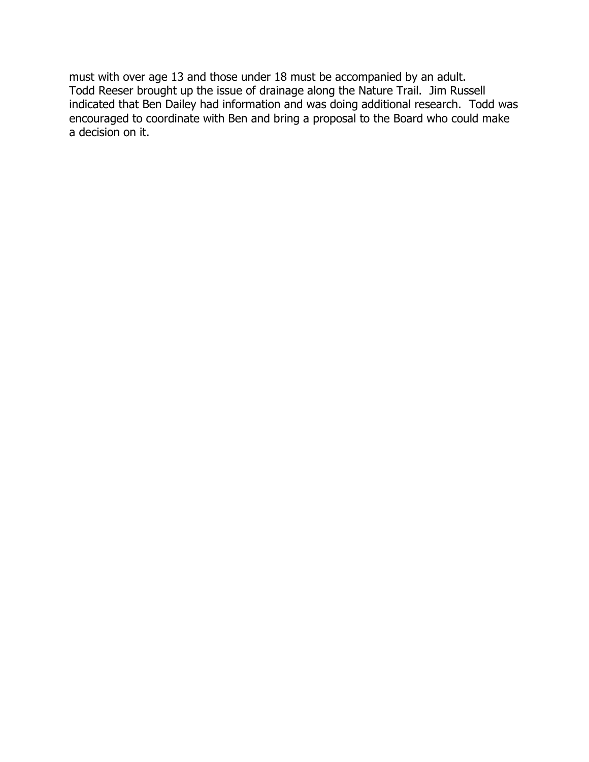must with over age 13 and those under 18 must be accompanied by an adult.
Todd Reeser brought up the issue of drainage along the Nature Trail. Jim Russell indicated that Ben Dailey had information and was doing additional research. Todd was encouraged to coordinate with Ben and bring a proposal to the Board who could make a decision on it.